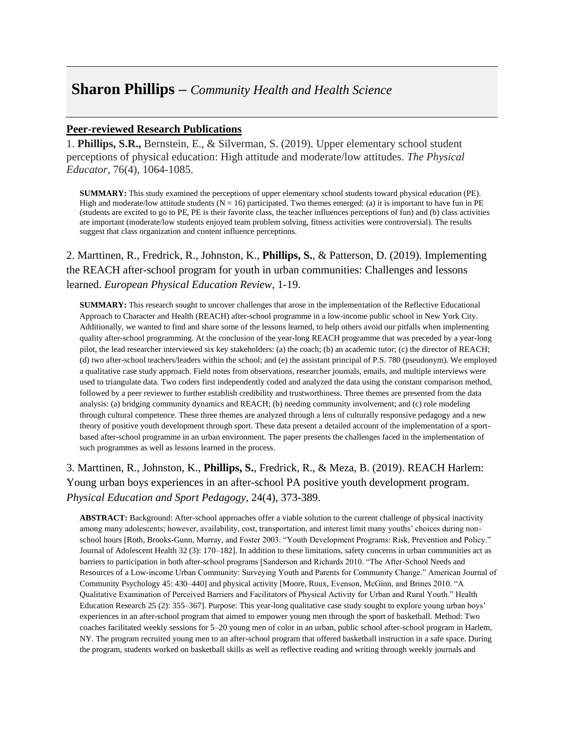# **Sharon Phillips** – *Community Health and Health Science*

## Peer-reviewed Research Publications

1. **Phillips, S.R.,** Bernstein, E., & Silverman, S. (2019). Upper elementary school student perceptions of physical education: High attitude and moderate/low attitudes. *The Physical Educator*, 76(4), 1064-1085.

**SUMMARY:** This study examined the perceptions of upper elementary school students toward physical education (PE). High and moderate/low attitude students (N = 16) participated. Two themes emerged: (a) it is important to have fun in PE (students are excited to go to PE, PE is their favorite class, the teacher influences perceptions of fun) and (b) class activities are important (moderate/low students enjoyed team problem solving, fitness activities were controversial). The results suggest that class organization and content influence perceptions.

2. Marttinen, R., Fredrick, R., Johnston, K., **Phillips, S.**, & Patterson, D. (2019). Implementing the REACH after-school program for youth in urban communities: Challenges and lessons learned. *European Physical Education Review*, 1-19.

**SUMMARY:** This research sought to uncover challenges that arose in the implementation of the Reflective Educational Approach to Character and Health (REACH) after-school programme in a low-income public school in New York City. Additionally, we wanted to find and share some of the lessons learned, to help others avoid our pitfalls when implementing quality after-school programming. At the conclusion of the year-long REACH programme that was preceded by a year-long pilot, the lead researcher interviewed six key stakeholders: (a) the coach; (b) an academic tutor; (c) the director of REACH; (d) two after-school teachers/leaders within the school; and (e) the assistant principal of P.S. 780 (pseudonym). We employed a qualitative case study approach. Field notes from observations, researcher journals, emails, and multiple interviews were used to triangulate data. Two coders first independently coded and analyzed the data using the constant comparison method, followed by a peer reviewer to further establish credibility and trustworthiness. Three themes are presented from the data analysis: (a) bridging community dynamics and REACH; (b) needing community involvement; and (c) role modeling through cultural competence. These three themes are analyzed through a lens of culturally responsive pedagogy and a new theory of positive youth development through sport. These data present a detailed account of the implementation of a sport-based after-school programme in an urban environment. The paper presents the challenges faced in the implementation of such programmes as well as lessons learned in the process.

3. Marttinen, R., Johnston, K., **Phillips, S.**, Fredrick, R., & Meza, B. (2019). REACH Harlem: Young urban boys experiences in an after-school PA positive youth development program. *Physical Education and Sport Pedagogy*, 24(4), 373-389.

**ABSTRACT:** Background: After-school approaches offer a viable solution to the current challenge of physical inactivity among many adolescents; however, availability, cost, transportation, and interest limit many youths' choices during non-school hours [Roth, Brooks-Gunn, Murray, and Foster 2003. "Youth Development Programs: Risk, Prevention and Policy." Journal of Adolescent Health 32 (3): 170–182]. In addition to these limitations, safety concerns in urban communities act as barriers to participation in both after-school programs [Sanderson and Richards 2010. "The After-School Needs and Resources of a Low-income Urban Community: Surveying Youth and Parents for Community Change." American Journal of Community Psychology 45: 430–440] and physical activity [Moore, Roux, Evenson, McGinn, and Brines 2010. "A Qualitative Examination of Perceived Barriers and Facilitators of Physical Activity for Urban and Rural Youth." Health Education Research 25 (2): 355–367]. Purpose: This year-long qualitative case study sought to explore young urban boys' experiences in an after-school program that aimed to empower young men through the sport of basketball. Method: Two coaches facilitated weekly sessions for 5–20 young men of color in an urban, public school after-school program in Harlem, NY. The program recruited young men to an after-school program that offered basketball instruction in a safe space. During the program, students worked on basketball skills as well as reflective reading and writing through weekly journals and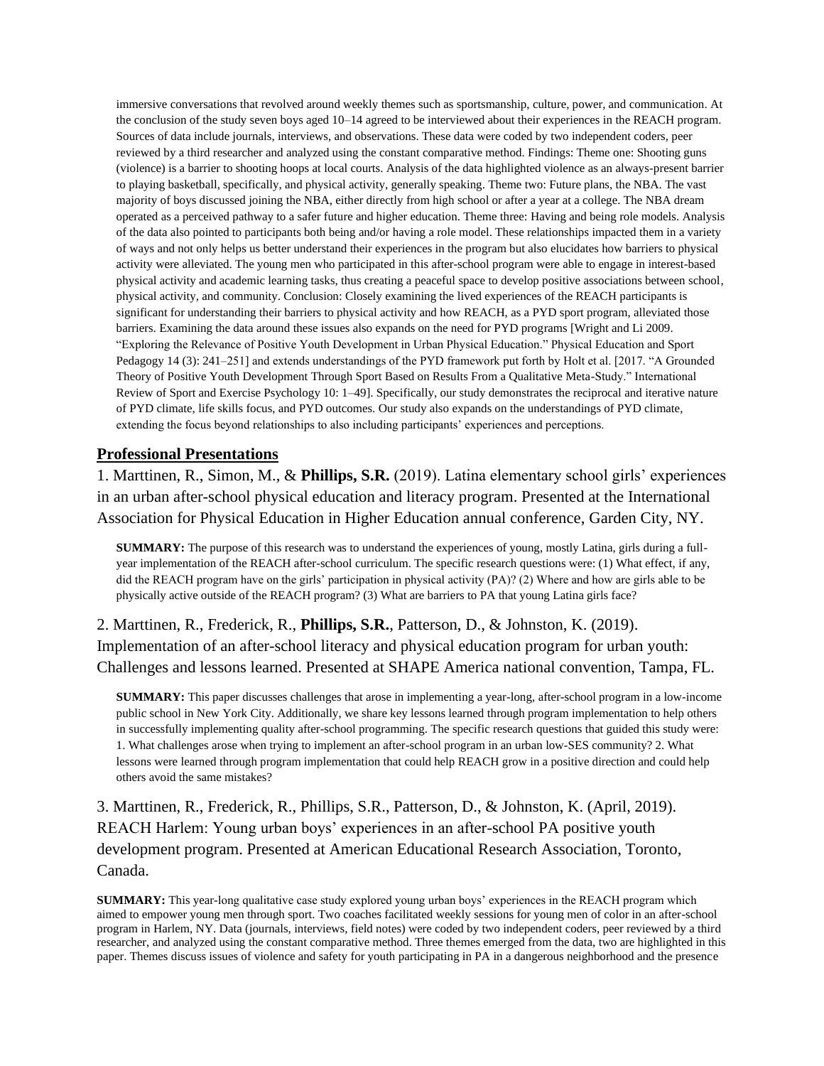immersive conversations that revolved around weekly themes such as sportsmanship, culture, power, and communication. At the conclusion of the study seven boys aged 10–14 agreed to be interviewed about their experiences in the REACH program. Sources of data include journals, interviews, and observations. These data were coded by two independent coders, peer reviewed by a third researcher and analyzed using the constant comparative method. Findings: Theme one: Shooting guns (violence) is a barrier to shooting hoops at local courts. Analysis of the data highlighted violence as an always-present barrier to playing basketball, specifically, and physical activity, generally speaking. Theme two: Future plans, the NBA. The vast majority of boys discussed joining the NBA, either directly from high school or after a year at a college. The NBA dream operated as a perceived pathway to a safer future and higher education. Theme three: Having and being role models. Analysis of the data also pointed to participants both being and/or having a role model. These relationships impacted them in a variety of ways and not only helps us better understand their experiences in the program but also elucidates how barriers to physical activity were alleviated. The young men who participated in this after-school program were able to engage in interest-based physical activity and academic learning tasks, thus creating a peaceful space to develop positive associations between school, physical activity, and community. Conclusion: Closely examining the lived experiences of the REACH participants is significant for understanding their barriers to physical activity and how REACH, as a PYD sport program, alleviated those barriers. Examining the data around these issues also expands on the need for PYD programs [Wright and Li 2009. "Exploring the Relevance of Positive Youth Development in Urban Physical Education." Physical Education and Sport Pedagogy 14 (3): 241–251] and extends understandings of the PYD framework put forth by Holt et al. [2017. "A Grounded Theory of Positive Youth Development Through Sport Based on Results From a Qualitative Meta-Study." International Review of Sport and Exercise Psychology 10: 1–49]. Specifically, our study demonstrates the reciprocal and iterative nature of PYD climate, life skills focus, and PYD outcomes. Our study also expands on the understandings of PYD climate, extending the focus beyond relationships to also including participants' experiences and perceptions.

## Professional Presentations

1. Marttinen, R., Simon, M., & **Phillips, S.R.** (2019). Latina elementary school girls' experiences in an urban after-school physical education and literacy program. Presented at the International Association for Physical Education in Higher Education annual conference, Garden City, NY.

   **SUMMARY:** The purpose of this research was to understand the experiences of young, mostly Latina, girls during a full-year implementation of the REACH after-school curriculum. The specific research questions were: (1) What effect, if any, did the REACH program have on the girls' participation in physical activity (PA)? (2) Where and how are girls able to be physically active outside of the REACH program? (3) What are barriers to PA that young Latina girls face?

2. Marttinen, R., Frederick, R., **Phillips, S.R.**, Patterson, D., & Johnston, K. (2019). Implementation of an after-school literacy and physical education program for urban youth: Challenges and lessons learned. Presented at SHAPE America national convention, Tampa, FL.

   **SUMMARY:** This paper discusses challenges that arose in implementing a year-long, after-school program in a low-income public school in New York City. Additionally, we share key lessons learned through program implementation to help others in successfully implementing quality after-school programming. The specific research questions that guided this study were: 1. What challenges arose when trying to implement an after-school program in an urban low-SES community? 2. What lessons were learned through program implementation that could help REACH grow in a positive direction and could help others avoid the same mistakes?

3. Marttinen, R., Frederick, R., Phillips, S.R., Patterson, D., & Johnston, K. (April, 2019). REACH Harlem: Young urban boys' experiences in an after-school PA positive youth development program. Presented at American Educational Research Association, Toronto, Canada.

**SUMMARY:** This year-long qualitative case study explored young urban boys' experiences in the REACH program which aimed to empower young men through sport. Two coaches facilitated weekly sessions for young men of color in an after-school program in Harlem, NY. Data (journals, interviews, field notes) were coded by two independent coders, peer reviewed by a third researcher, and analyzed using the constant comparative method. Three themes emerged from the data, two are highlighted in this paper. Themes discuss issues of violence and safety for youth participating in PA in a dangerous neighborhood and the presence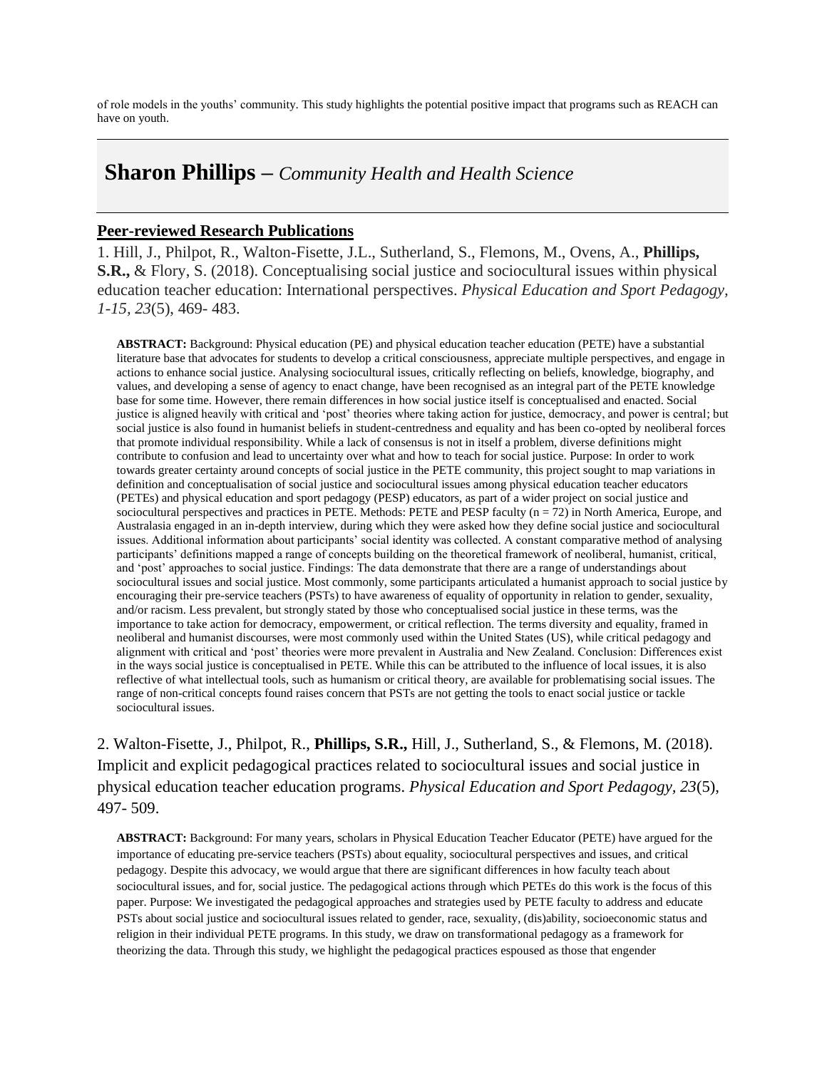of role models in the youths' community. This study highlights the potential positive impact that programs such as REACH can have on youth.

---

# Sharon Phillips – *Community Health and Health Science*

## Peer-reviewed Research Publications

1. Hill, J., Philpot, R., Walton-Fisette, J.L., Sutherland, S., Flemons, M., Ovens, A., **Phillips, S.R.,** & Flory, S. (2018). Conceptualising social justice and sociocultural issues within physical education teacher education: International perspectives. *Physical Education and Sport Pedagogy, 1-15, 23*(5), 469- 483.

> **ABSTRACT:** Background: Physical education (PE) and physical education teacher education (PETE) have a substantial literature base that advocates for students to develop a critical consciousness, appreciate multiple perspectives, and engage in actions to enhance social justice. Analysing sociocultural issues, critically reflecting on beliefs, knowledge, biography, and values, and developing a sense of agency to enact change, have been recognised as an integral part of the PETE knowledge base for some time. However, there remain differences in how social justice itself is conceptualised and enacted. Social justice is aligned heavily with critical and 'post' theories where taking action for justice, democracy, and power is central; but social justice is also found in humanist beliefs in student-centredness and equality and has been co-opted by neoliberal forces that promote individual responsibility. While a lack of consensus is not in itself a problem, diverse definitions might contribute to confusion and lead to uncertainty over what and how to teach for social justice. Purpose: In order to work towards greater certainty around concepts of social justice in the PETE community, this project sought to map variations in definition and conceptualisation of social justice and sociocultural issues among physical education teacher educators (PETEs) and physical education and sport pedagogy (PESP) educators, as part of a wider project on social justice and sociocultural perspectives and practices in PETE. Methods: PETE and PESP faculty (n = 72) in North America, Europe, and Australasia engaged in an in-depth interview, during which they were asked how they define social justice and sociocultural issues. Additional information about participants' social identity was collected. A constant comparative method of analysing participants' definitions mapped a range of concepts building on the theoretical framework of neoliberal, humanist, critical, and 'post' approaches to social justice. Findings: The data demonstrate that there are a range of understandings about sociocultural issues and social justice. Most commonly, some participants articulated a humanist approach to social justice by encouraging their pre-service teachers (PSTs) to have awareness of equality of opportunity in relation to gender, sexuality, and/or racism. Less prevalent, but strongly stated by those who conceptualised social justice in these terms, was the importance to take action for democracy, empowerment, or critical reflection. The terms diversity and equality, framed in neoliberal and humanist discourses, were most commonly used within the United States (US), while critical pedagogy and alignment with critical and 'post' theories were more prevalent in Australia and New Zealand. Conclusion: Differences exist in the ways social justice is conceptualised in PETE. While this can be attributed to the influence of local issues, it is also reflective of what intellectual tools, such as humanism or critical theory, are available for problematising social issues. The range of non-critical concepts found raises concern that PSTs are not getting the tools to enact social justice or tackle sociocultural issues.

2. Walton-Fisette, J., Philpot, R., **Phillips, S.R.,** Hill, J., Sutherland, S., & Flemons, M. (2018). Implicit and explicit pedagogical practices related to sociocultural issues and social justice in physical education teacher education programs. *Physical Education and Sport Pedagogy, 23*(5), 497- 509.

> **ABSTRACT:** Background: For many years, scholars in Physical Education Teacher Educator (PETE) have argued for the importance of educating pre-service teachers (PSTs) about equality, sociocultural perspectives and issues, and critical pedagogy. Despite this advocacy, we would argue that there are significant differences in how faculty teach about sociocultural issues, and for, social justice. The pedagogical actions through which PETEs do this work is the focus of this paper. Purpose: We investigated the pedagogical approaches and strategies used by PETE faculty to address and educate PSTs about social justice and sociocultural issues related to gender, race, sexuality, (dis)ability, socioeconomic status and religion in their individual PETE programs. In this study, we draw on transformational pedagogy as a framework for theorizing the data. Through this study, we highlight the pedagogical practices espoused as those that engender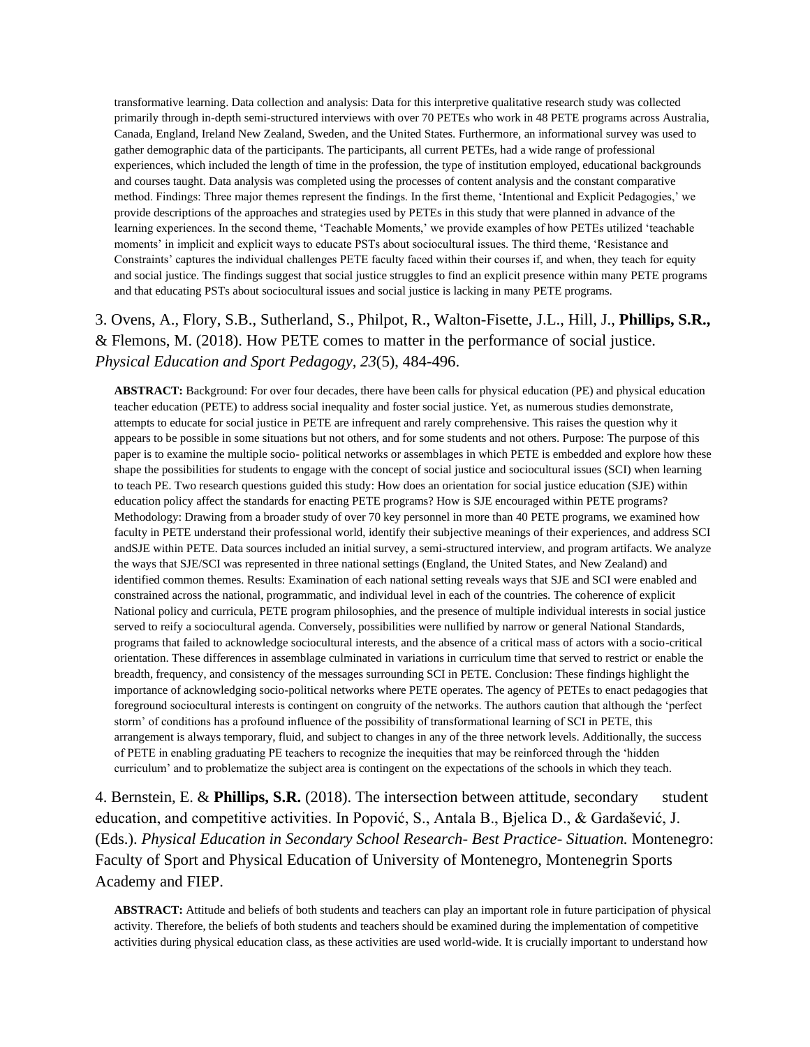transformative learning. Data collection and analysis: Data for this interpretive qualitative research study was collected primarily through in-depth semi-structured interviews with over 70 PETEs who work in 48 PETE programs across Australia, Canada, England, Ireland New Zealand, Sweden, and the United States. Furthermore, an informational survey was used to gather demographic data of the participants. The participants, all current PETEs, had a wide range of professional experiences, which included the length of time in the profession, the type of institution employed, educational backgrounds and courses taught. Data analysis was completed using the processes of content analysis and the constant comparative method. Findings: Three major themes represent the findings. In the first theme, 'Intentional and Explicit Pedagogies,' we provide descriptions of the approaches and strategies used by PETEs in this study that were planned in advance of the learning experiences. In the second theme, 'Teachable Moments,' we provide examples of how PETEs utilized 'teachable moments' in implicit and explicit ways to educate PSTs about sociocultural issues. The third theme, 'Resistance and Constraints' captures the individual challenges PETE faculty faced within their courses if, and when, they teach for equity and social justice. The findings suggest that social justice struggles to find an explicit presence within many PETE programs and that educating PSTs about sociocultural issues and social justice is lacking in many PETE programs.

3. Ovens, A., Flory, S.B., Sutherland, S., Philpot, R., Walton-Fisette, J.L., Hill, J., **Phillips, S.R.,** & Flemons, M. (2018). How PETE comes to matter in the performance of social justice. *Physical Education and Sport Pedagogy, 23*(5), 484-496.

**ABSTRACT:** Background: For over four decades, there have been calls for physical education (PE) and physical education teacher education (PETE) to address social inequality and foster social justice. Yet, as numerous studies demonstrate, attempts to educate for social justice in PETE are infrequent and rarely comprehensive. This raises the question why it appears to be possible in some situations but not others, and for some students and not others. Purpose: The purpose of this paper is to examine the multiple socio- political networks or assemblages in which PETE is embedded and explore how these shape the possibilities for students to engage with the concept of social justice and sociocultural issues (SCI) when learning to teach PE. Two research questions guided this study: How does an orientation for social justice education (SJE) within education policy affect the standards for enacting PETE programs? How is SJE encouraged within PETE programs? Methodology: Drawing from a broader study of over 70 key personnel in more than 40 PETE programs, we examined how faculty in PETE understand their professional world, identify their subjective meanings of their experiences, and address SCI andSJE within PETE. Data sources included an initial survey, a semi-structured interview, and program artifacts. We analyze the ways that SJE/SCI was represented in three national settings (England, the United States, and New Zealand) and identified common themes. Results: Examination of each national setting reveals ways that SJE and SCI were enabled and constrained across the national, programmatic, and individual level in each of the countries. The coherence of explicit National policy and curricula, PETE program philosophies, and the presence of multiple individual interests in social justice served to reify a sociocultural agenda. Conversely, possibilities were nullified by narrow or general National Standards, programs that failed to acknowledge sociocultural interests, and the absence of a critical mass of actors with a socio-critical orientation. These differences in assemblage culminated in variations in curriculum time that served to restrict or enable the breadth, frequency, and consistency of the messages surrounding SCI in PETE. Conclusion: These findings highlight the importance of acknowledging socio-political networks where PETE operates. The agency of PETEs to enact pedagogies that foreground sociocultural interests is contingent on congruity of the networks. The authors caution that although the 'perfect storm' of conditions has a profound influence of the possibility of transformational learning of SCI in PETE, this arrangement is always temporary, fluid, and subject to changes in any of the three network levels. Additionally, the success of PETE in enabling graduating PE teachers to recognize the inequities that may be reinforced through the 'hidden curriculum' and to problematize the subject area is contingent on the expectations of the schools in which they teach.

4. Bernstein, E. & **Phillips, S.R.** (2018). The intersection between attitude, secondary student education, and competitive activities. In Popović, S., Antala B., Bjelica D., & Gardašević, J. (Eds.). *Physical Education in Secondary School Research- Best Practice- Situation.* Montenegro: Faculty of Sport and Physical Education of University of Montenegro, Montenegrin Sports Academy and FIEP.

**ABSTRACT:** Attitude and beliefs of both students and teachers can play an important role in future participation of physical activity. Therefore, the beliefs of both students and teachers should be examined during the implementation of competitive activities during physical education class, as these activities are used world-wide. It is crucially important to understand how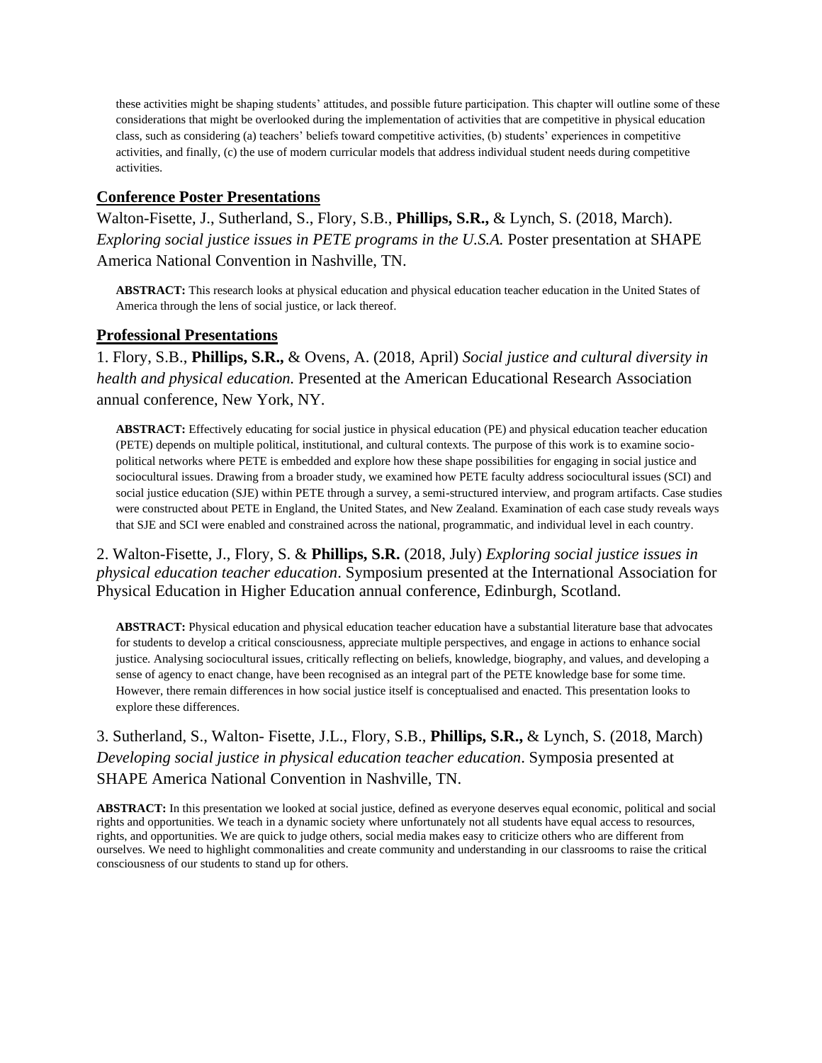these activities might be shaping students' attitudes, and possible future participation. This chapter will outline some of these considerations that might be overlooked during the implementation of activities that are competitive in physical education class, such as considering (a) teachers' beliefs toward competitive activities, (b) students' experiences in competitive activities, and finally, (c) the use of modern curricular models that address individual student needs during competitive activities.

## Conference Poster Presentations

Walton-Fisette, J., Sutherland, S., Flory, S.B., **Phillips, S.R.,** & Lynch, S. (2018, March). *Exploring social justice issues in PETE programs in the U.S.A.* Poster presentation at SHAPE America National Convention in Nashville, TN.

**ABSTRACT:** This research looks at physical education and physical education teacher education in the United States of America through the lens of social justice, or lack thereof.

## Professional Presentations

1. Flory, S.B., **Phillips, S.R.,** & Ovens, A. (2018, April) *Social justice and cultural diversity in health and physical education.* Presented at the American Educational Research Association annual conference, New York, NY.

**ABSTRACT:** Effectively educating for social justice in physical education (PE) and physical education teacher education (PETE) depends on multiple political, institutional, and cultural contexts. The purpose of this work is to examine socio-political networks where PETE is embedded and explore how these shape possibilities for engaging in social justice and sociocultural issues. Drawing from a broader study, we examined how PETE faculty address sociocultural issues (SCI) and social justice education (SJE) within PETE through a survey, a semi-structured interview, and program artifacts. Case studies were constructed about PETE in England, the United States, and New Zealand. Examination of each case study reveals ways that SJE and SCI were enabled and constrained across the national, programmatic, and individual level in each country.

2. Walton-Fisette, J., Flory, S. & **Phillips, S.R.** (2018, July) *Exploring social justice issues in physical education teacher education*. Symposium presented at the International Association for Physical Education in Higher Education annual conference, Edinburgh, Scotland.

**ABSTRACT:** Physical education and physical education teacher education have a substantial literature base that advocates for students to develop a critical consciousness, appreciate multiple perspectives, and engage in actions to enhance social justice. Analysing sociocultural issues, critically reflecting on beliefs, knowledge, biography, and values, and developing a sense of agency to enact change, have been recognised as an integral part of the PETE knowledge base for some time. However, there remain differences in how social justice itself is conceptualised and enacted. This presentation looks to explore these differences.

3. Sutherland, S., Walton- Fisette, J.L., Flory, S.B., **Phillips, S.R.,** & Lynch, S. (2018, March) *Developing social justice in physical education teacher education*. Symposia presented at SHAPE America National Convention in Nashville, TN.

**ABSTRACT:** In this presentation we looked at social justice, defined as everyone deserves equal economic, political and social rights and opportunities. We teach in a dynamic society where unfortunately not all students have equal access to resources, rights, and opportunities. We are quick to judge others, social media makes easy to criticize others who are different from ourselves. We need to highlight commonalities and create community and understanding in our classrooms to raise the critical consciousness of our students to stand up for others.